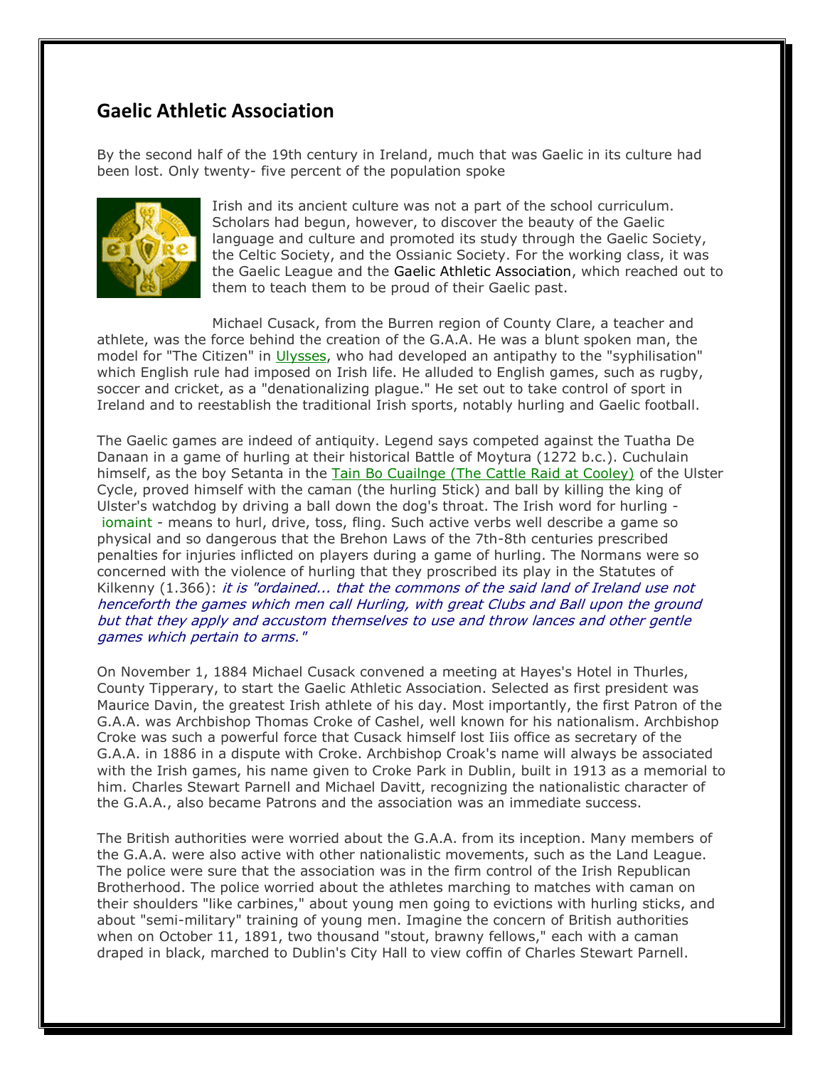## Gaelic Athletic Association

By the second half of the 19th century in Ireland, much that was Gaelic in its culture had been lost. Only twenty- five percent of the population spoke Irish and its ancient culture was not a part of the school curriculum. Scholars had begun, however, to discover the beauty of the Gaelic language and culture and promoted its study through the Gaelic Society, the Celtic Society, and the Ossianic Society. For the working class, it was the Gaelic League and the Gaelic Athletic Association, which reached out to them to teach them to be proud of their Gaelic past.

Michael Cusack, from the Burren region of County Clare, a teacher and athlete, was the force behind the creation of the G.A.A. He was a blunt spoken man, the model for "The Citizen" in Ulysses, who had developed an antipathy to the "syphilisation" which English rule had imposed on Irish life. He alluded to English games, such as rugby, soccer and cricket, as a "denationalizing plague." He set out to take control of sport in Ireland and to reestablish the traditional Irish sports, notably hurling and Gaelic football.

The Gaelic games are indeed of antiquity. Legend says competed against the Tuatha De Danaan in a game of hurling at their historical Battle of Moytura (1272 b.c.). Cuchulain himself, as the boy Setanta in the Tain Bo Cuailnge (The Cattle Raid at Cooley) of the Ulster Cycle, proved himself with the caman (the hurling 5tick) and ball by killing the king of Ulster's watchdog by driving a ball down the dog's throat. The Irish word for hurling - iomaint - means to hurl, drive, toss, fling. Such active verbs well describe a game so physical and so dangerous that the Brehon Laws of the 7th-8th centuries prescribed penalties for injuries inflicted on players during a game of hurling. The Normans were so concerned with the violence of hurling that they proscribed its play in the Statutes of Kilkenny (1.366): *it is "ordained... that the commons of the said land of Ireland use not henceforth the games which men call Hurling, with great Clubs and Ball upon the ground but that they apply and accustom themselves to use and throw lances and other gentle games which pertain to arms."*

On November 1, 1884 Michael Cusack convened a meeting at Hayes's Hotel in Thurles, County Tipperary, to start the Gaelic Athletic Association. Selected as first president was Maurice Davin, the greatest Irish athlete of his day. Most importantly, the first Patron of the G.A.A. was Archbishop Thomas Croke of Cashel, well known for his nationalism. Archbishop Croke was such a powerful force that Cusack himself lost Iiis office as secretary of the G.A.A. in 1886 in a dispute with Croke. Archbishop Croak's name will always be associated with the Irish games, his name given to Croke Park in Dublin, built in 1913 as a memorial to him. Charles Stewart Parnell and Michael Davitt, recognizing the nationalistic character of the G.A.A., also became Patrons and the association was an immediate success.

The British authorities were worried about the G.A.A. from its inception. Many members of the G.A.A. were also active with other nationalistic movements, such as the Land League. The police were sure that the association was in the firm control of the Irish Republican Brotherhood. The police worried about the athletes marching to matches with caman on their shoulders "like carbines," about young men going to evictions with hurling sticks, and about "semi-military" training of young men. Imagine the concern of British authorities when on October 11, 1891, two thousand "stout, brawny fellows," each with a caman draped in black, marched to Dublin's City Hall to view coffin of Charles Stewart Parnell.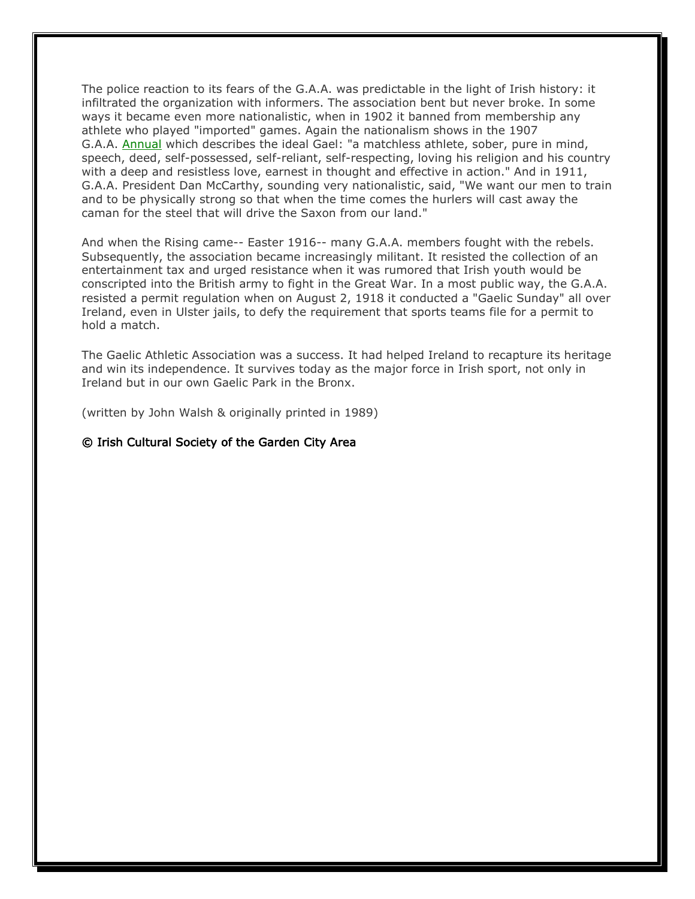The police reaction to its fears of the G.A.A. was predictable in the light of Irish history: it infiltrated the organization with informers. The association bent but never broke. In some ways it became even more nationalistic, when in 1902 it banned from membership any athlete who played "imported" games. Again the nationalism shows in the 1907 G.A.A. Annual which describes the ideal Gael: "a matchless athlete, sober, pure in mind, speech, deed, self-possessed, self-reliant, self-respecting, loving his religion and his country with a deep and resistless love, earnest in thought and effective in action." And in 1911, G.A.A. President Dan McCarthy, sounding very nationalistic, said, "We want our men to train and to be physically strong so that when the time comes the hurlers will cast away the caman for the steel that will drive the Saxon from our land."

And when the Rising came-- Easter 1916-- many G.A.A. members fought with the rebels. Subsequently, the association became increasingly militant. It resisted the collection of an entertainment tax and urged resistance when it was rumored that Irish youth would be conscripted into the British army to fight in the Great War. In a most public way, the G.A.A. resisted a permit regulation when on August 2, 1918 it conducted a "Gaelic Sunday" all over Ireland, even in Ulster jails, to defy the requirement that sports teams file for a permit to hold a match.

The Gaelic Athletic Association was a success. It had helped Ireland to recapture its heritage and win its independence. It survives today as the major force in Irish sport, not only in Ireland but in our own Gaelic Park in the Bronx.

(written by John Walsh & originally printed in 1989)

© Irish Cultural Society of the Garden City Area